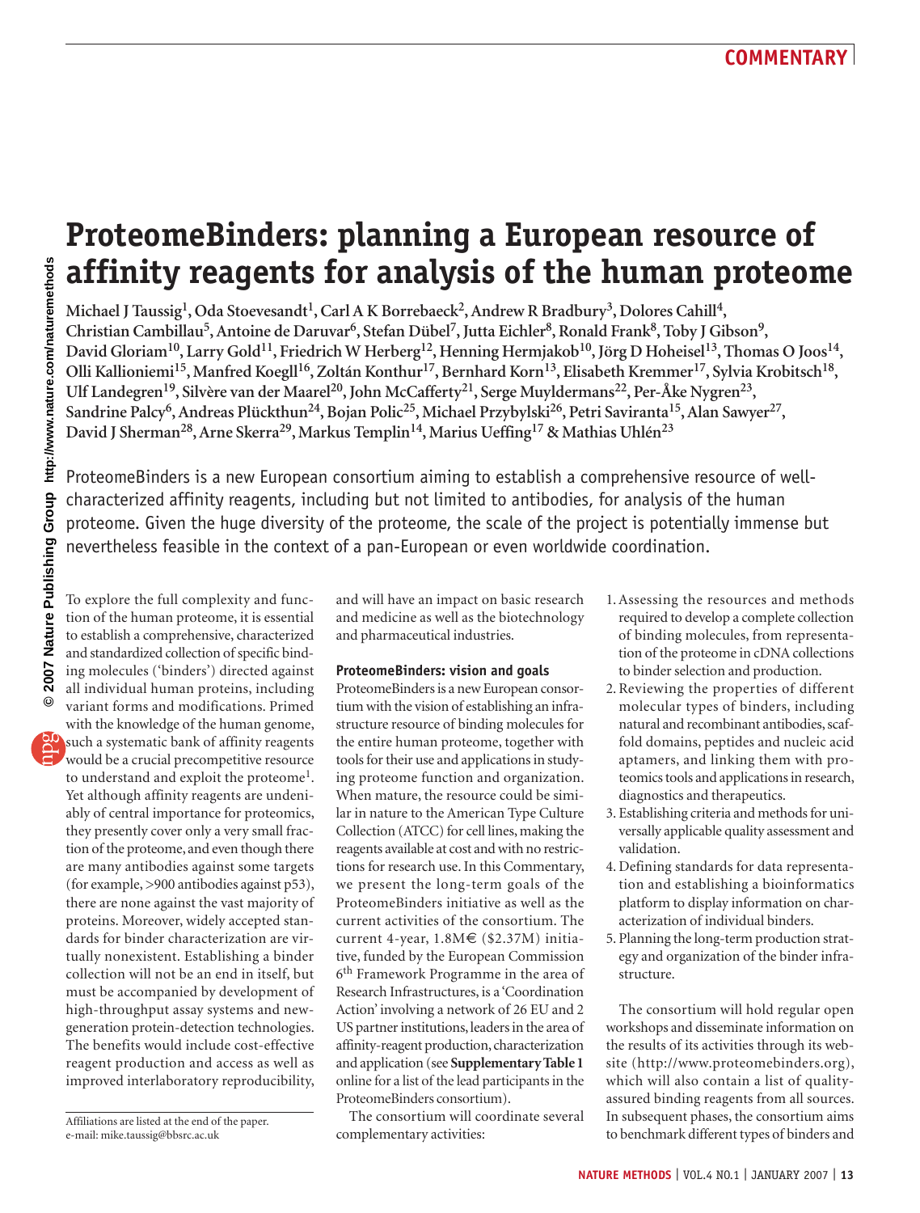# ProteomeBinders: planning a European resource of affinity reagents for analysis of the human proteome

Michael J Taussig[1], Oda Stoevesandt[1], Carl A K Borrebaeck[2], Andrew R Bradbury[3], Dolores Cahill[4], Christian Cambillau[5], Antoine de Daruvar[6], Stefan Dübel[7], Jutta Eichler[8], Ronald Frank[8], Toby J Gibson[9], David Gloriam[10], Larry Gold[11], Friedrich W Herberg[12], Henning Hermjakob[10], Jörg D Hoheisel[13], Thomas O Joos[14], Olli Kallioniemi[15], Manfred Koegll[16], Zoltán Konthur[17], Bernhard Korn[13], Elisabeth Kremmer[17], Sylvia Krobitsch[18], Ulf Landegren[19], Silvère van der Maarel[20], John McCafferty[21], Serge Muyldermans[22], Per-Åke Nygren[23], Sandrine Palcy[6], Andreas Plückthun[24], Bojan Polic[25], Michael Przybylski[26], Petri Saviranta[15], Alan Sawyer[27], David J Sherman[28], Arne Skerra[29], Markus Templin[14], Marius Ueffing[17] & Mathias Uhlén[23]

ProteomeBinders is a new European consortium aiming to establish a comprehensive resource of well-characterized affinity reagents, including but not limited to antibodies, for analysis of the human proteome. Given the huge diversity of the proteome, the scale of the project is potentially immense but nevertheless feasible in the context of a pan-European or even worldwide coordination.

To explore the full complexity and function of the human proteome, it is essential to establish a comprehensive, characterized and standardized collection of specific binding molecules ('binders') directed against all individual human proteins, including variant forms and modifications. Primed with the knowledge of the human genome, such a systematic bank of affinity reagents would be a crucial precompetitive resource to understand and exploit the proteome[1]. Yet although affinity reagents are undeniably of central importance for proteomics, they presently cover only a very small fraction of the proteome, and even though there are many antibodies against some targets (for example, >900 antibodies against p53), there are none against the vast majority of proteins. Moreover, widely accepted standards for binder characterization are virtually nonexistent. Establishing a binder collection will not be an end in itself, but must be accompanied by development of high-throughput assay systems and new-generation protein-detection technologies. The benefits would include cost-effective reagent production and access as well as improved interlaboratory reproducibility, and will have an impact on basic research and medicine as well as the biotechnology and pharmaceutical industries.

Affiliations are listed at the end of the paper.
e-mail: mike.taussig@bbsrc.ac.uk

## ProteomeBinders: vision and goals

ProteomeBinders is a new European consortium with the vision of establishing an infrastructure resource of binding molecules for the entire human proteome, together with tools for their use and applications in studying proteome function and organization. When mature, the resource could be similar in nature to the American Type Culture Collection (ATCC) for cell lines, making the reagents available at cost and with no restrictions for research use. In this Commentary, we present the long-term goals of the ProteomeBinders initiative as well as the current activities of the consortium. The current 4-year, 1.8M€ ($2.37M) initiative, funded by the European Commission 6th Framework Programme in the area of Research Infrastructures, is a 'Coordination Action' involving a network of 26 EU and 2 US partner institutions, leaders in the area of affinity-reagent production, characterization and application (see **Supplementary Table 1** online for a list of the lead participants in the ProteomeBinders consortium).

The consortium will coordinate several complementary activities:

1. Assessing the resources and methods required to develop a complete collection of binding molecules, from representation of the proteome in cDNA collections to binder selection and production.
2. Reviewing the properties of different molecular types of binders, including natural and recombinant antibodies, scaffold domains, peptides and nucleic acid aptamers, and linking them with proteomics tools and applications in research, diagnostics and therapeutics.
3. Establishing criteria and methods for universally applicable quality assessment and validation.
4. Defining standards for data representation and establishing a bioinformatics platform to display information on characterization of individual binders.
5. Planning the long-term production strategy and organization of the binder infrastructure.

The consortium will hold regular open workshops and disseminate information on the results of its activities through its website (http://www.proteomebinders.org), which will also contain a list of quality-assured binding reagents from all sources. In subsequent phases, the consortium aims to benchmark different types of binders and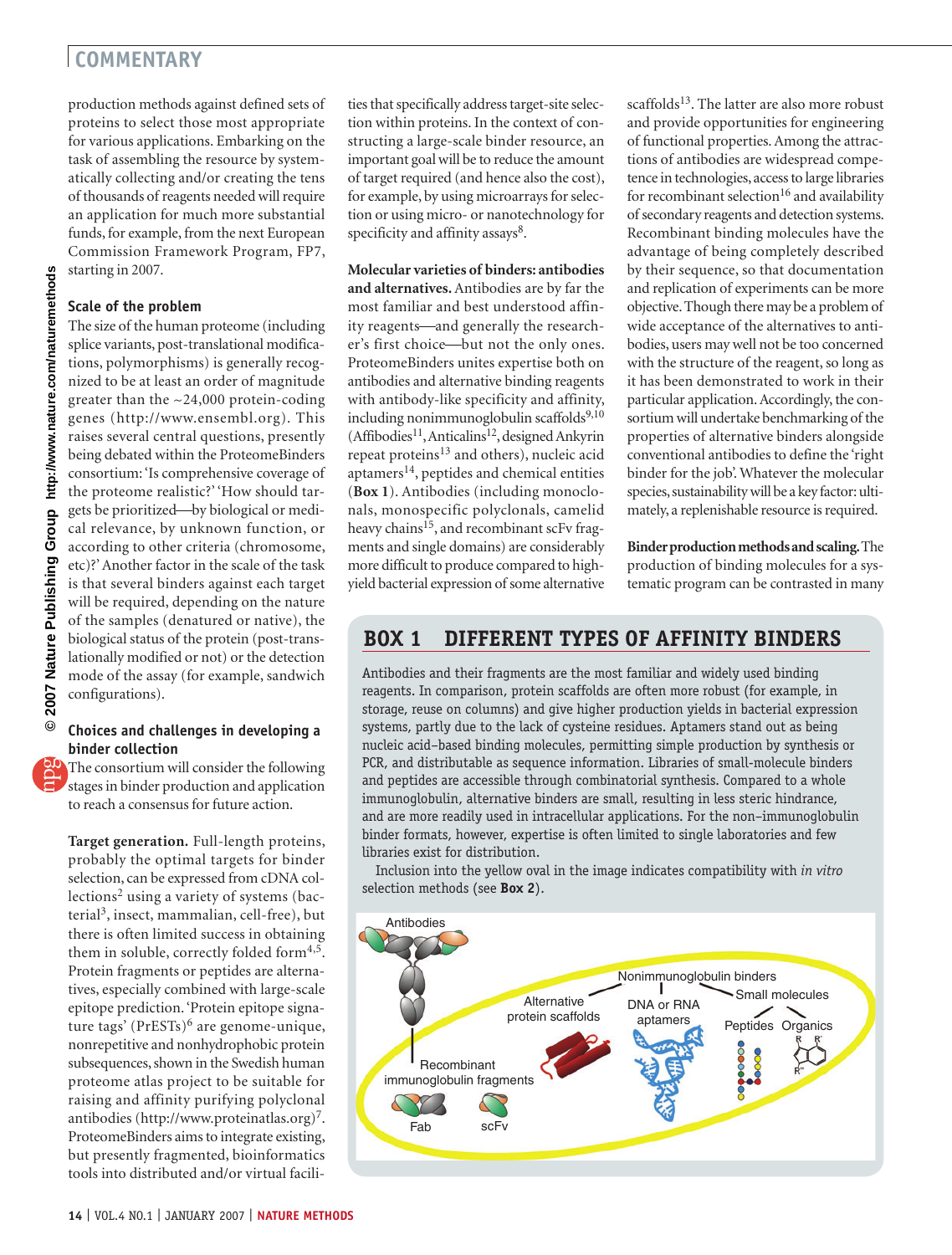production methods against defined sets of proteins to select those most appropriate for various applications. Embarking on the task of assembling the resource by systematically collecting and/or creating the tens of thousands of reagents needed will require an application for much more substantial funds, for example, from the next European Commission Framework Program, FP7, starting in 2007.

### Scale of the problem

The size of the human proteome (including splice variants, post-translational modifications, polymorphisms) is generally recognized to be at least an order of magnitude greater than the ~24,000 protein-coding genes (http://www.ensembl.org). This raises several central questions, presently being debated within the ProteomeBinders consortium: 'Is comprehensive coverage of the proteome realistic?' 'How should targets be prioritized—by biological or medical relevance, by unknown function, or according to other criteria (chromosome, etc)?' Another factor in the scale of the task is that several binders against each target will be required, depending on the nature of the samples (denatured or native), the biological status of the protein (post-translationally modified or not) or the detection mode of the assay (for example, sandwich configurations).

### Choices and challenges in developing a binder collection

The consortium will consider the following stages in binder production and application to reach a consensus for future action.

**Target generation.** Full-length proteins, probably the optimal targets for binder selection, can be expressed from cDNA collections[2] using a variety of systems (bacterial[3], insect, mammalian, cell-free), but there is often limited success in obtaining them in soluble, correctly folded form[4,5]. Protein fragments or peptides are alternatives, especially combined with large-scale epitope prediction. 'Protein epitope signature tags' (PrESTs)[6] are genome-unique, nonrepetitive and nonhydrophobic protein subsequences, shown in the Swedish human proteome atlas project to be suitable for raising and affinity purifying polyclonal antibodies (http://www.proteinatlas.org)[7]. ProteomeBinders aims to integrate existing, but presently fragmented, bioinformatics tools into distributed and/or virtual facilities that specifically address target-site selection within proteins. In the context of constructing a large-scale binder resource, an important goal will be to reduce the amount of target required (and hence also the cost), for example, by using microarrays for selection or using micro- or nanotechnology for specificity and affinity assays[8].

**Molecular varieties of binders: antibodies and alternatives.** Antibodies are by far the most familiar and best understood affinity reagents—and generally the researcher's first choice—but not the only ones. ProteomeBinders unites expertise both on antibodies and alternative binding reagents with antibody-like specificity and affinity, including nonimmunoglobulin scaffolds[9,10] (Affibodies[11], Anticalins[12], designed Ankyrin repeat proteins[13] and others), nucleic acid aptamers[14], peptides and chemical entities (**Box 1**). Antibodies (including monoclonals, monospecific polyclonals, camelid heavy chains[15], and recombinant scFv fragments and single domains) are considerably more difficult to produce compared to high-yield bacterial expression of some alternative scaffolds[13]. The latter are also more robust and provide opportunities for engineering of functional properties. Among the attractions of antibodies are widespread competence in technologies, access to large libraries for recombinant selection[16] and availability of secondary reagents and detection systems. Recombinant binding molecules have the advantage of being completely described by their sequence, so that documentation and replication of experiments can be more objective. Though there may be a problem of wide acceptance of the alternatives to antibodies, users may well not be too concerned with the structure of the reagent, so long as it has been demonstrated to work in their particular application. Accordingly, the consortium will undertake benchmarking of the properties of alternative binders alongside conventional antibodies to define the 'right binder for the job'. Whatever the molecular species, sustainability will be a key factor: ultimately, a replenishable resource is required.

**Binder production methods and scaling.** The production of binding molecules for a systematic program can be contrasted in many

### BOX 1 DIFFERENT TYPES OF AFFINITY BINDERS

Antibodies and their fragments are the most familiar and widely used binding reagents. In comparison, protein scaffolds are often more robust (for example, in storage, reuse on columns) and give higher production yields in bacterial expression systems, partly due to the lack of cysteine residues. Aptamers stand out as being nucleic acid–based binding molecules, permitting simple production by synthesis or PCR, and distributable as sequence information. Libraries of small-molecule binders and peptides are accessible through combinatorial synthesis. Compared to a whole immunoglobulin, alternative binders are small, resulting in less steric hindrance, and are more readily used in intracellular applications. For the non–immunoglobulin binder formats, however, expertise is often limited to single laboratories and few libraries exist for distribution.

Inclusion into the yellow oval in the image indicates compatibility with *in vitro* selection methods (see **Box 2**).

Antibodies; Recombinant immunoglobulin fragments: Fab, scFv; Alternative protein scaffolds; Nonimmunoglobulin binders; DNA or RNA aptamers; Small molecules: Peptides, Organics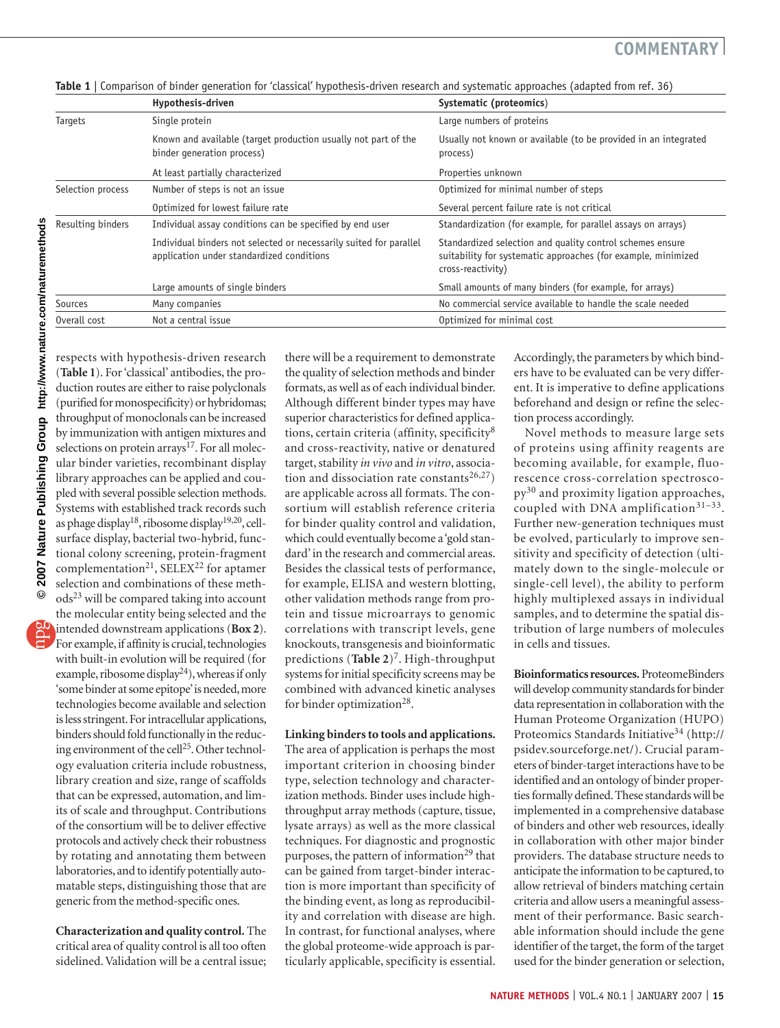**Table 1** | Comparison of binder generation for 'classical' hypothesis-driven research and systematic approaches (adapted from ref. 36)

| | Hypothesis-driven | Systematic (proteomics) |
|---|---|---|
| Targets | Single protein | Large numbers of proteins |
| | Known and available (target production usually not part of the binder generation process) | Usually not known or available (to be provided in an integrated process) |
| | At least partially characterized | Properties unknown |
| Selection process | Number of steps is not an issue | Optimized for minimal number of steps |
| | Optimized for lowest failure rate | Several percent failure rate is not critical |
| Resulting binders | Individual assay conditions can be specified by end user | Standardization (for example, for parallel assays on arrays) |
| | Individual binders not selected or necessarily suited for parallel application under standardized conditions | Standardized selection and quality control schemes ensure suitability for systematic approaches (for example, minimized cross-reactivity) |
| | Large amounts of single binders | Small amounts of many binders (for example, for arrays) |
| Sources | Many companies | No commercial service available to handle the scale needed |
| Overall cost | Not a central issue | Optimized for minimal cost |

respects with hypothesis-driven research (**Table 1**). For 'classical' antibodies, the production routes are either to raise polyclonals (purified for monospecificity) or hybridomas; throughput of monoclonals can be increased by immunization with antigen mixtures and selections on protein arrays[17]. For all molecular binder varieties, recombinant display library approaches can be applied and coupled with several possible selection methods. Systems with established track records such as phage display[18], ribosome display[19,20], cell-surface display, bacterial two-hybrid, functional colony screening, protein-fragment complementation[21], SELEX[22] for aptamer selection and combinations of these methods[23] will be compared taking into account the molecular entity being selected and the intended downstream applications (**Box 2**). For example, if affinity is crucial, technologies with built-in evolution will be required (for example, ribosome display[24]), whereas if only 'some binder at some epitope' is needed, more technologies become available and selection is less stringent. For intracellular applications, binders should fold functionally in the reducing environment of the cell[25]. Other technology evaluation criteria include robustness, library creation and size, range of scaffolds that can be expressed, automation, and limits of scale and throughput. Contributions of the consortium will be to deliver effective protocols and actively check their robustness by rotating and annotating them between laboratories, and to identify potentially automatable steps, distinguishing those that are generic from the method-specific ones.

**Characterization and quality control.** The critical area of quality control is all too often sidelined. Validation will be a central issue; there will be a requirement to demonstrate the quality of selection methods and binder formats, as well as of each individual binder. Although different binder types may have superior characteristics for defined applications, certain criteria (affinity, specificity[8] and cross-reactivity, native or denatured target, stability *in vivo* and *in vitro*, association and dissociation rate constants[26,27]) are applicable across all formats. The consortium will establish reference criteria for binder quality control and validation, which could eventually become a 'gold standard' in the research and commercial areas. Besides the classical tests of performance, for example, ELISA and western blotting, other validation methods range from protein and tissue microarrays to genomic correlations with transcript levels, gene knockouts, transgenesis and bioinformatic predictions (**Table 2**)[7]. High-throughput systems for initial specificity screens may be combined with advanced kinetic analyses for binder optimization[28].

**Linking binders to tools and applications.** The area of application is perhaps the most important criterion in choosing binder type, selection technology and characterization methods. Binder uses include high-throughput array methods (capture, tissue, lysate arrays) as well as the more classical techniques. For diagnostic and prognostic purposes, the pattern of information[29] that can be gained from target-binder interaction is more important than specificity of the binding event, as long as reproducibility and correlation with disease are high. In contrast, for functional analyses, where the global proteome-wide approach is particularly applicable, specificity is essential. Accordingly, the parameters by which binders have to be evaluated can be very different. It is imperative to define applications beforehand and design or refine the selection process accordingly.

Novel methods to measure large sets of proteins using affinity reagents are becoming available, for example, fluorescence cross-correlation spectroscopy[30] and proximity ligation approaches, coupled with DNA amplification[31–33]. Further new-generation techniques must be evolved, particularly to improve sensitivity and specificity of detection (ultimately down to the single-molecule or single-cell level), the ability to perform highly multiplexed assays in individual samples, and to determine the spatial distribution of large numbers of molecules in cells and tissues.

**Bioinformatics resources.** ProteomeBinders will develop community standards for binder data representation in collaboration with the Human Proteome Organization (HUPO) Proteomics Standards Initiative[34] (http://psidev.sourceforge.net/). Crucial parameters of binder-target interactions have to be identified and an ontology of binder properties formally defined. These standards will be implemented in a comprehensive database of binders and other web resources, ideally in collaboration with other major binder providers. The database structure needs to anticipate the information to be captured, to allow retrieval of binders matching certain criteria and allow users a meaningful assessment of their performance. Basic searchable information should include the gene identifier of the target, the form of the target used for the binder generation or selection,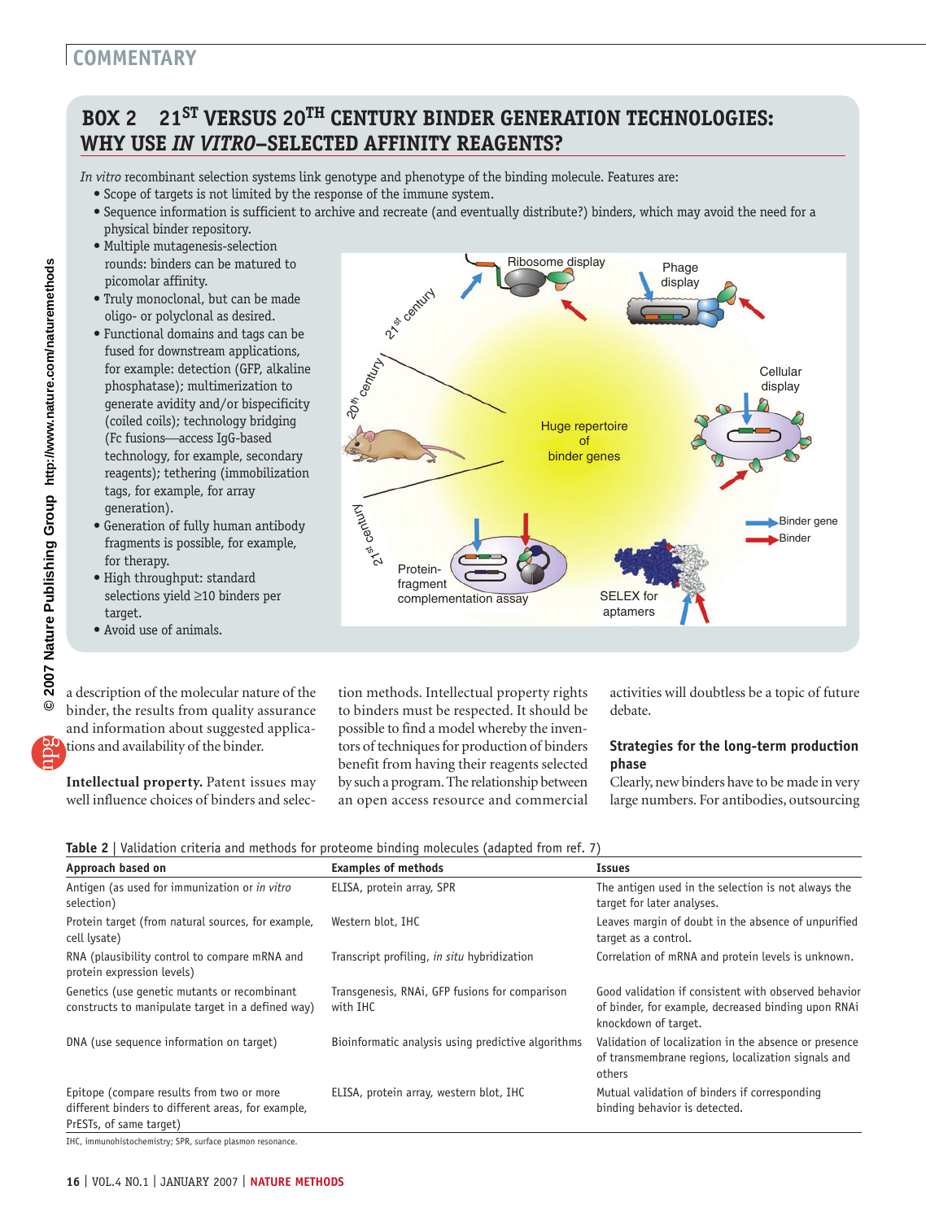## BOX 2 21ST VERSUS 20TH CENTURY BINDER GENERATION TECHNOLOGIES: WHY USE *IN VITRO*–SELECTED AFFINITY REAGENTS?

*In vitro* recombinant selection systems link genotype and phenotype of the binding molecule. Features are:

- Scope of targets is not limited by the response of the immune system.
- Sequence information is sufficient to archive and recreate (and eventually distribute?) binders, which may avoid the need for a physical binder repository.
- Multiple mutagenesis-selection rounds: binders can be matured to picomolar affinity.
- Truly monoclonal, but can be made oligo- or polyclonal as desired.
- Functional domains and tags can be fused for downstream applications, for example: detection (GFP, alkaline phosphatase); multimerization to generate avidity and/or bispecificity (coiled coils); technology bridging (Fc fusions—access IgG-based technology, for example, secondary reagents); tethering (immobilization tags, for example, for array generation).
- Generation of fully human antibody fragments is possible, for example, for therapy.
- High throughput: standard selections yield ≥10 binders per target.
- Avoid use of animals.

a description of the molecular nature of the binder, the results from quality assurance and information about suggested applications and availability of the binder.

**Intellectual property.** Patent issues may well influence choices of binders and selection methods. Intellectual property rights to binders must be respected. It should be possible to find a model whereby the inventors of techniques for production of binders benefit from having their reagents selected by such a program. The relationship between an open access resource and commercial activities will doubtless be a topic of future debate.

### Strategies for the long-term production phase

Clearly, new binders have to be made in very large numbers. For antibodies, outsourcing

**Table 2** | Validation criteria and methods for proteome binding molecules (adapted from ref. 7)

| Approach based on | Examples of methods | Issues |
|---|---|---|
| Antigen (as used for immunization or *in vitro* selection) | ELISA, protein array, SPR | The antigen used in the selection is not always the target for later analyses. |
| Protein target (from natural sources, for example, cell lysate) | Western blot, IHC | Leaves margin of doubt in the absence of unpurified target as a control. |
| RNA (plausibility control to compare mRNA and protein expression levels) | Transcript profiling, *in situ* hybridization | Correlation of mRNA and protein levels is unknown. |
| Genetics (use genetic mutants or recombinant constructs to manipulate target in a defined way) | Transgenesis, RNAi, GFP fusions for comparison with IHC | Good validation if consistent with observed behavior of binder, for example, decreased binding upon RNAi knockdown of target. |
| DNA (use sequence information on target) | Bioinformatic analysis using predictive algorithms | Validation of localization in the absence or presence of transmembrane regions, localization signals and others |
| Epitope (compare results from two or more different binders to different areas, for example, PrESTs, of same target) | ELISA, protein array, western blot, IHC | Mutual validation of binders if corresponding binding behavior is detected. |

IHC, immunohistochemistry; SPR, surface plasmon resonance.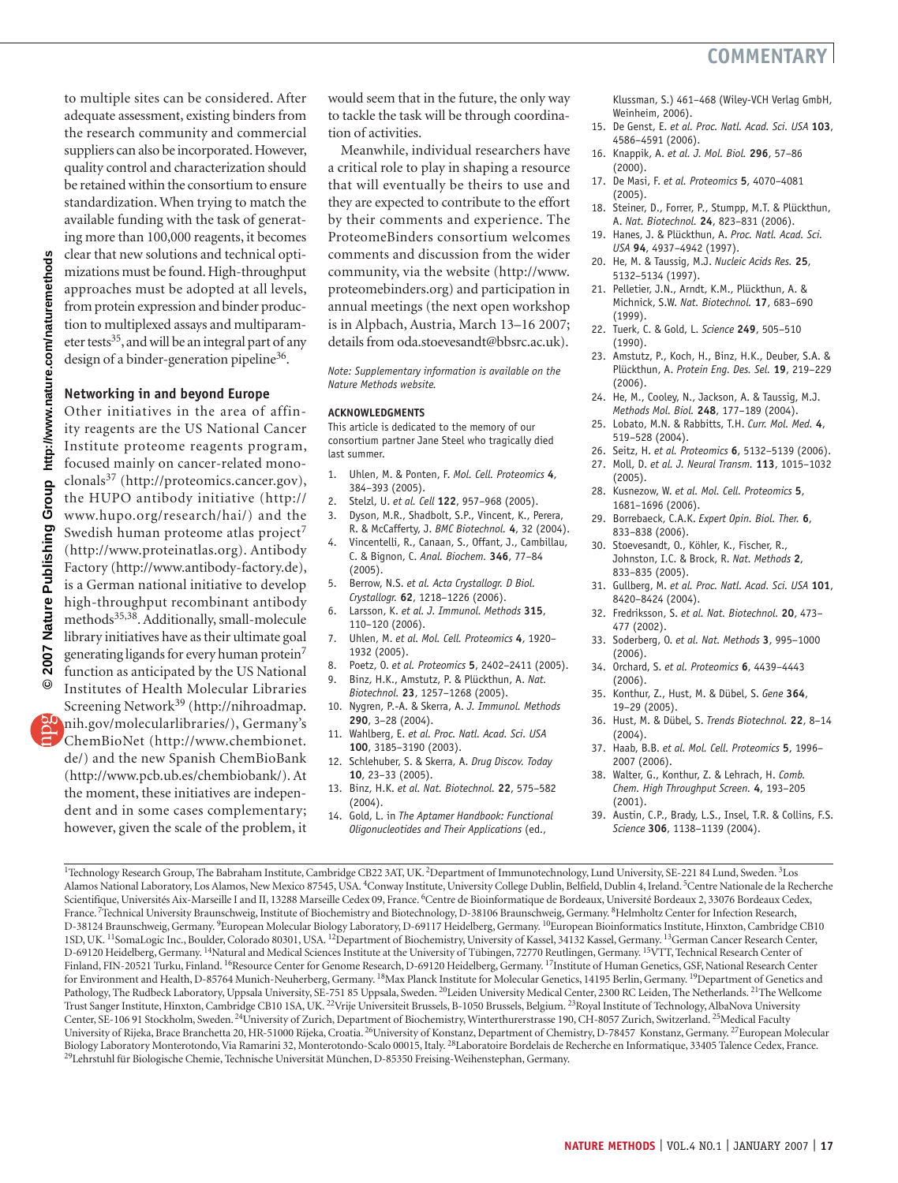to multiple sites can be considered. After adequate assessment, existing binders from the research community and commercial suppliers can also be incorporated. However, quality control and characterization should be retained within the consortium to ensure standardization. When trying to match the available funding with the task of generating more than 100,000 reagents, it becomes clear that new solutions and technical optimizations must be found. High-throughput approaches must be adopted at all levels, from protein expression and binder production to multiplexed assays and multiparameter tests[35], and will be an integral part of any design of a binder-generation pipeline[36].

### Networking in and beyond Europe

Other initiatives in the area of affinity reagents are the US National Cancer Institute proteome reagents program, focused mainly on cancer-related monoclonals[37] (http://proteomics.cancer.gov), the HUPO antibody initiative (http://www.hupo.org/research/hai/) and the Swedish human proteome atlas project[7] (http://www.proteinatlas.org). Antibody Factory (http://www.antibody-factory.de), is a German national initiative to develop high-throughput recombinant antibody methods[35,38]. Additionally, small-molecule library initiatives have as their ultimate goal generating ligands for every human protein[7] function as anticipated by the US National Institutes of Health Molecular Libraries Screening Network[39] (http://nihroadmap.nih.gov/molecularlibraries/), Germany's ChemBioNet (http://www.chembionet.de/) and the new Spanish ChemBioBank (http://www.pcb.ub.es/chembiobank/). At the moment, these initiatives are independent and in some cases complementary; however, given the scale of the problem, it would seem that in the future, the only way to tackle the task will be through coordination of activities.

Meanwhile, individual researchers have a critical role to play in shaping a resource that will eventually be theirs to use and they are expected to contribute to the effort by their comments and experience. The ProteomeBinders consortium welcomes comments and discussion from the wider community, via the website (http://www.proteomebinders.org) and participation in annual meetings (the next open workshop is in Alpbach, Austria, March 13–16 2007; details from oda.stoevesandt@bbsrc.ac.uk).

*Note: Supplementary information is available on the Nature Methods website.*

#### ACKNOWLEDGMENTS

This article is dedicated to the memory of our consortium partner Jane Steel who tragically died last summer.

1. Uhlen, M. & Ponten, F. *Mol. Cell. Proteomics* **4**, 384–393 (2005).
2. Stelzl, U. *et al. Cell* **122**, 957–968 (2005).
3. Dyson, M.R., Shadbolt, S.P., Vincent, K., Perera, R. & McCafferty, J. *BMC Biotechnol.* **4**, 32 (2004).
4. Vincentelli, R., Canaan, S., Offant, J., Cambillau, C. & Bignon, C. *Anal. Biochem.* **346**, 77–84 (2005).
5. Berrow, N.S. *et al. Acta Crystallogr. D Biol. Crystallogr.* **62**, 1218–1226 (2006).
6. Larsson, K. *et al. J. Immunol. Methods* **315**, 110–120 (2006).
7. Uhlen, M. *et al. Mol. Cell. Proteomics* **4**, 1920–1932 (2005).
8. Poetz, O. *et al. Proteomics* **5**, 2402–2411 (2005).
9. Binz, H.K., Amstutz, P. & Plückthun, A. *Nat. Biotechnol.* **23**, 1257–1268 (2005).
10. Nygren, P.-A. & Skerra, A. *J. Immunol. Methods* **290**, 3–28 (2004).
11. Wahlberg, E. *et al. Proc. Natl. Acad. Sci. USA* **100**, 3185–3190 (2003).
12. Schlehuber, S. & Skerra, A. *Drug Discov. Today* **10**, 23–33 (2005).
13. Binz, H.K. *et al. Nat. Biotechnol.* **22**, 575–582 (2004).
14. Gold, L. in *The Aptamer Handbook: Functional Oligonucleotides and Their Applications* (ed., Klussman, S.) 461–468 (Wiley-VCH Verlag GmbH, Weinheim, 2006).
15. De Genst, E. *et al. Proc. Natl. Acad. Sci. USA* **103**, 4586–4591 (2006).
16. Knappik, A. *et al. J. Mol. Biol.* **296**, 57–86 (2000).
17. De Masi, F. *et al. Proteomics* **5**, 4070–4081 (2005).
18. Steiner, D., Forrer, P., Stumpp, M.T. & Plückthun, A. *Nat. Biotechnol.* **24**, 823–831 (2006).
19. Hanes, J. & Plückthun, A. *Proc. Natl. Acad. Sci. USA* **94**, 4937–4942 (1997).
20. He, M. & Taussig, M.J. *Nucleic Acids Res.* **25**, 5132–5134 (1997).
21. Pelletier, J.N., Arndt, K.M., Plückthun, A. & Michnick, S.W. *Nat. Biotechnol.* **17**, 683–690 (1999).
22. Tuerk, C. & Gold, L. *Science* **249**, 505–510 (1990).
23. Amstutz, P., Koch, H., Binz, H.K., Deuber, S.A. & Plückthun, A. *Protein Eng. Des. Sel.* **19**, 219–229 (2006).
24. He, M., Cooley, N., Jackson, A. & Taussig, M.J. *Methods Mol. Biol.* **248**, 177–189 (2004).
25. Lobato, M.N. & Rabbitts, T.H. *Curr. Mol. Med.* **4**, 519–528 (2004).
26. Seitz, H. *et al. Proteomics* **6**, 5132–5139 (2006).
27. Moll, D. *et al. J. Neural Transm.* **113**, 1015–1032 (2005).
28. Kusnezow, W. *et al. Mol. Cell. Proteomics* **5**, 1681–1696 (2006).
29. Borrebaeck, C.A.K. *Expert Opin. Biol. Ther.* **6**, 833–838 (2006).
30. Stoevesandt, O., Köhler, K., Fischer, R., Johnston, I.C. & Brock, R. *Nat. Methods* **2**, 833–835 (2005).
31. Gullberg, M. *et al. Proc. Natl. Acad. Sci. USA* **101**, 8420–8424 (2004).
32. Fredriksson, S. *et al. Nat. Biotechnol.* **20**, 473–477 (2002).
33. Soderberg, O. *et al. Nat. Methods* **3**, 995–1000 (2006).
34. Orchard, S. *et al. Proteomics* **6**, 4439–4443 (2006).
35. Konthur, Z., Hust, M. & Dübel, S. *Gene* **364**, 19–29 (2005).
36. Hust, M. & Dübel, S. *Trends Biotechnol.* **22**, 8–14 (2004).
37. Haab, B.B. *et al. Mol. Cell. Proteomics* **5**, 1996–2007 (2006).
38. Walter, G., Konthur, Z. & Lehrach, H. *Comb. Chem. High Throughput Screen.* **4**, 193–205 (2001).
39. Austin, C.P., Brady, L.S., Insel, T.R. & Collins, F.S. *Science* **306**, 1138–1139 (2004).

[1]Technology Research Group, The Babraham Institute, Cambridge CB22 3AT, UK. [2]Department of Immunotechnology, Lund University, SE-221 84 Lund, Sweden. [3]Los Alamos National Laboratory, Los Alamos, New Mexico 87545, USA. [4]Conway Institute, University College Dublin, Belfield, Dublin 4, Ireland. [5]Centre Nationale de la Recherche Scientifique, Universités Aix-Marseille I and II, 13288 Marseille Cedex 09, France. [6]Centre de Bioinformatique de Bordeaux, Université Bordeaux 2, 33076 Bordeaux Cedex, France. [7]Technical University Braunschweig, Institute of Biochemistry and Biotechnology, D-38106 Braunschweig, Germany. [8]Helmholtz Center for Infection Research, D-38124 Braunschweig, Germany. [9]European Molecular Biology Laboratory, D-69117 Heidelberg, Germany. [10]European Bioinformatics Institute, Hinxton, Cambridge CB10 1SD, UK. [11]SomaLogic Inc., Boulder, Colorado 80301, USA. [12]Department of Biochemistry, University of Kassel, 34132 Kassel, Germany. [13]German Cancer Research Center, D-69120 Heidelberg, Germany. [14]Natural and Medical Sciences Institute at the University of Tübingen, 72770 Reutlingen, Germany. [15]VTT, Technical Research Center of Finland, FIN-20521 Turku, Finland. [16]Resource Center for Genome Research, D-69120 Heidelberg, Germany. [17]Institute of Human Genetics, GSF, National Research Center for Environment and Health, D-85764 Munich-Neuherberg, Germany. [18]Max Planck Institute for Molecular Genetics, 14195 Berlin, Germany. [19]Department of Genetics and Pathology, The Rudbeck Laboratory, Uppsala University, SE-751 85 Uppsala, Sweden. [20]Leiden University Medical Center, 2300 RC Leiden, The Netherlands. [21]The Wellcome Trust Sanger Institute, Hinxton, Cambridge CB10 1SA, UK. [22]Vrije Universiteit Brussels, B-1050 Brussels, Belgium. [23]Royal Institute of Technology, AlbaNova University Center, SE-106 91 Stockholm, Sweden. [24]University of Zurich, Department of Biochemistry, Winterthurerstrasse 190, CH-8057 Zurich, Switzerland. [25]Medical Faculty University of Rijeka, Brace Branchetta 20, HR-51000 Rijeka, Croatia. [26]University of Konstanz, Department of Chemistry, D-78457 Konstanz, Germany. [27]European Molecular Biology Laboratory Monterotondo, Via Ramarini 32, Monterotondo-Scalo 00015, Italy. [28]Laboratoire Bordelais de Recherche en Informatique, 33405 Talence Cedex, France. [29]Lehrstuhl für Biologische Chemie, Technische Universität München, D-85350 Freising-Weihenstephan, Germany.